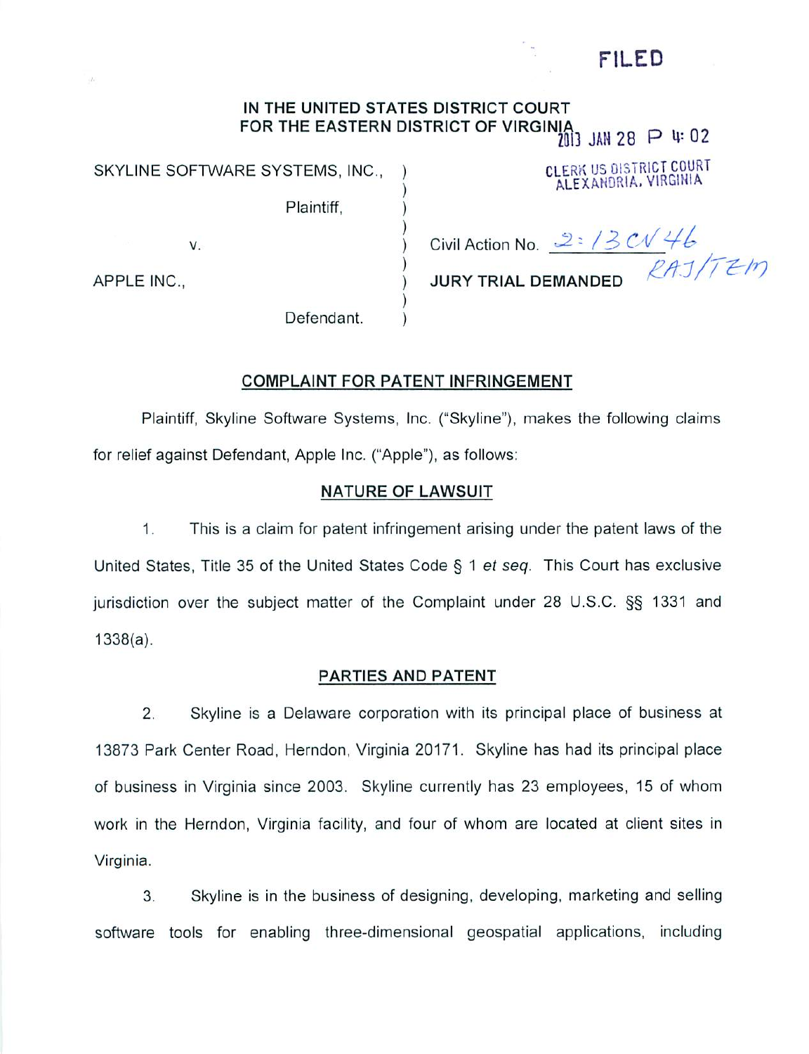FILED

IN THE UNITED STATES DISTRICT COURT
FOR THE EASTERN DISTRICT OF VIRGINIA

2013 JAN 28 P 4:02

CLERK US DISTRICT COURT
ALEXANDRIA, VIRGINIA

SKYLINE SOFTWARE SYSTEMS, INC.,

Plaintiff,

v.

APPLE INC.,

Defendant.

Civil Action No. 2:13CV46 RAJ/TEM

**JURY TRIAL DEMANDED**

## COMPLAINT FOR PATENT INFRINGEMENT

Plaintiff, Skyline Software Systems, Inc. ("Skyline"), makes the following claims for relief against Defendant, Apple Inc. ("Apple"), as follows:

## NATURE OF LAWSUIT

1. This is a claim for patent infringement arising under the patent laws of the United States, Title 35 of the United States Code § 1 *et seq*. This Court has exclusive jurisdiction over the subject matter of the Complaint under 28 U.S.C. §§ 1331 and 1338(a).

## PARTIES AND PATENT

2. Skyline is a Delaware corporation with its principal place of business at 13873 Park Center Road, Herndon, Virginia 20171. Skyline has had its principal place of business in Virginia since 2003. Skyline currently has 23 employees, 15 of whom work in the Herndon, Virginia facility, and four of whom are located at client sites in Virginia.

3. Skyline is in the business of designing, developing, marketing and selling software tools for enabling three-dimensional geospatial applications, including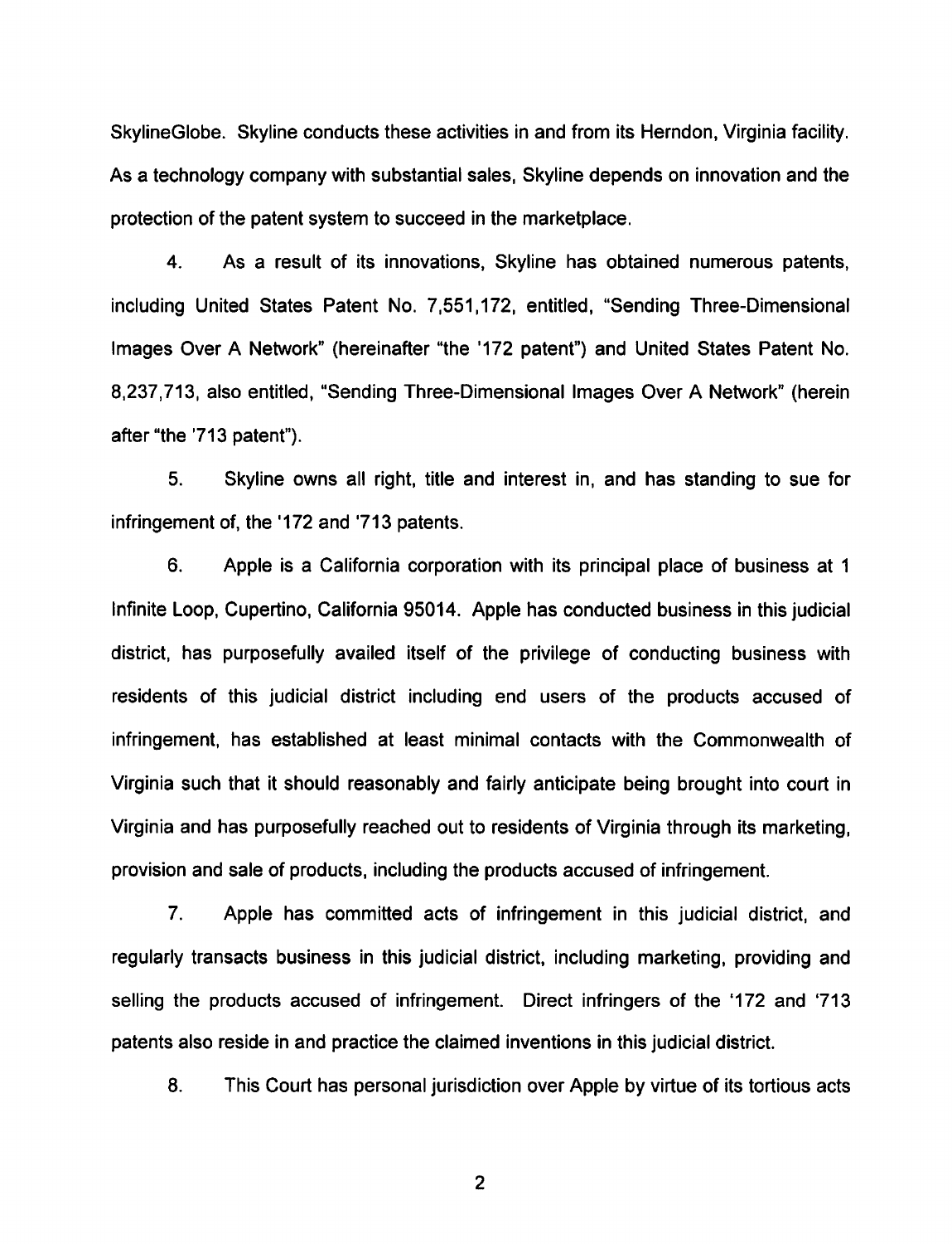SkylineGlobe. Skyline conducts these activities in and from its Herndon, Virginia facility. As a technology company with substantial sales, Skyline depends on innovation and the protection of the patent system to succeed in the marketplace.

4. As a result of its innovations, Skyline has obtained numerous patents, including United States Patent No. 7,551,172, entitled, "Sending Three-Dimensional Images Over A Network" (hereinafter "the '172 patent") and United States Patent No. 8,237,713, also entitled, "Sending Three-Dimensional Images Over A Network" (herein after "the '713 patent").

5. Skyline owns all right, title and interest in, and has standing to sue for infringement of, the '172 and '713 patents.

6. Apple is a California corporation with its principal place of business at 1 Infinite Loop, Cupertino, California 95014. Apple has conducted business in this judicial district, has purposefully availed itself of the privilege of conducting business with residents of this judicial district including end users of the products accused of infringement, has established at least minimal contacts with the Commonwealth of Virginia such that it should reasonably and fairly anticipate being brought into court in Virginia and has purposefully reached out to residents of Virginia through its marketing, provision and sale of products, including the products accused of infringement.

7. Apple has committed acts of infringement in this judicial district, and regularly transacts business in this judicial district, including marketing, providing and selling the products accused of infringement. Direct infringers of the '172 and '713 patents also reside in and practice the claimed inventions in this judicial district.

8. This Court has personal jurisdiction over Apple by virtue of its tortious acts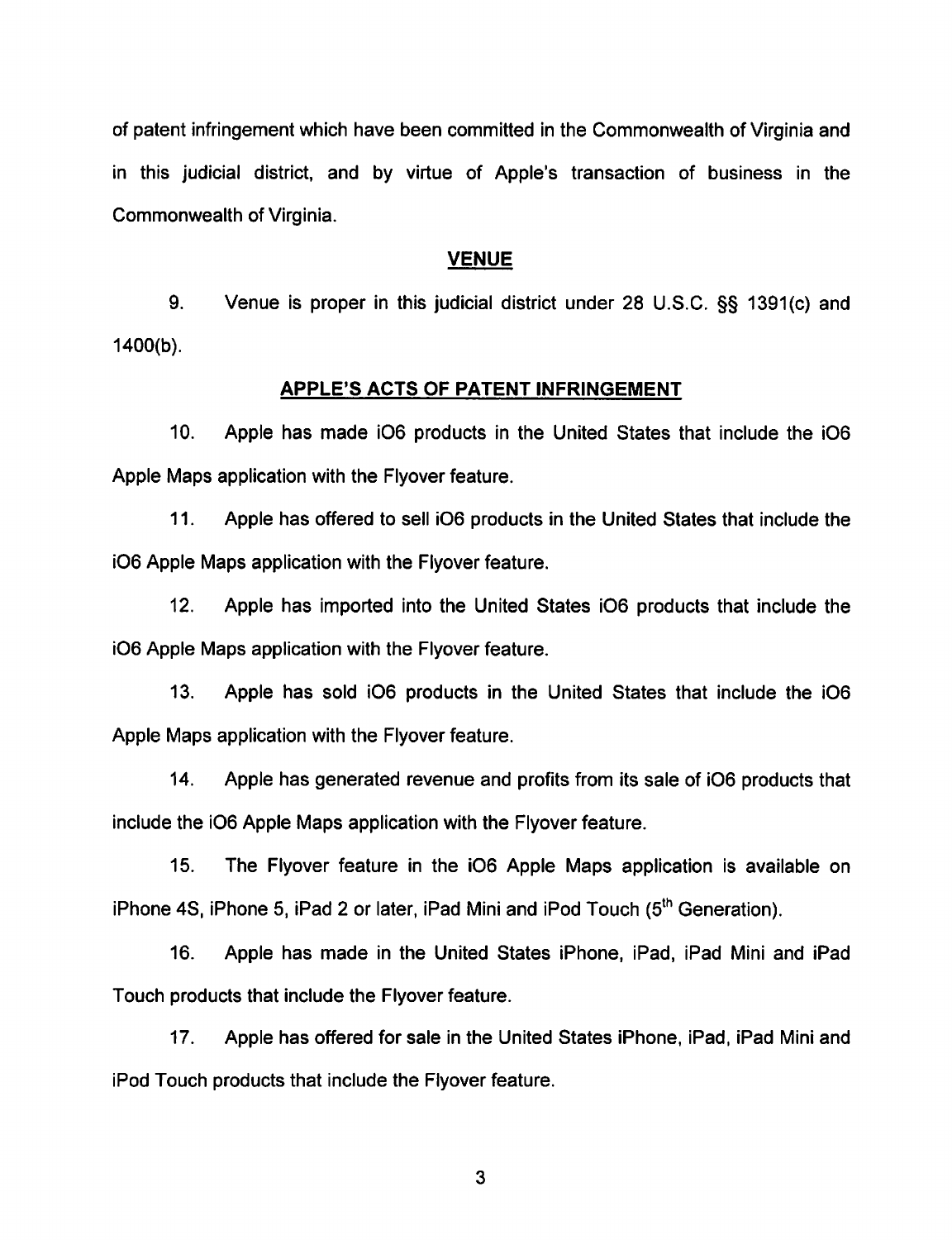of patent infringement which have been committed in the Commonwealth of Virginia and in this judicial district, and by virtue of Apple's transaction of business in the Commonwealth of Virginia.

## VENUE

9. Venue is proper in this judicial district under 28 U.S.C. §§ 1391(c) and 1400(b).

## APPLE'S ACTS OF PATENT INFRINGEMENT

10. Apple has made iO6 products in the United States that include the iO6 Apple Maps application with the Flyover feature.

11. Apple has offered to sell iO6 products in the United States that include the iO6 Apple Maps application with the Flyover feature.

12. Apple has imported into the United States iO6 products that include the iO6 Apple Maps application with the Flyover feature.

13. Apple has sold iO6 products in the United States that include the iO6 Apple Maps application with the Flyover feature.

14. Apple has generated revenue and profits from its sale of iO6 products that include the iO6 Apple Maps application with the Flyover feature.

15. The Flyover feature in the iO6 Apple Maps application is available on iPhone 4S, iPhone 5, iPad 2 or later, iPad Mini and iPod Touch (5th Generation).

16. Apple has made in the United States iPhone, iPad, iPad Mini and iPad Touch products that include the Flyover feature.

17. Apple has offered for sale in the United States iPhone, iPad, iPad Mini and iPod Touch products that include the Flyover feature.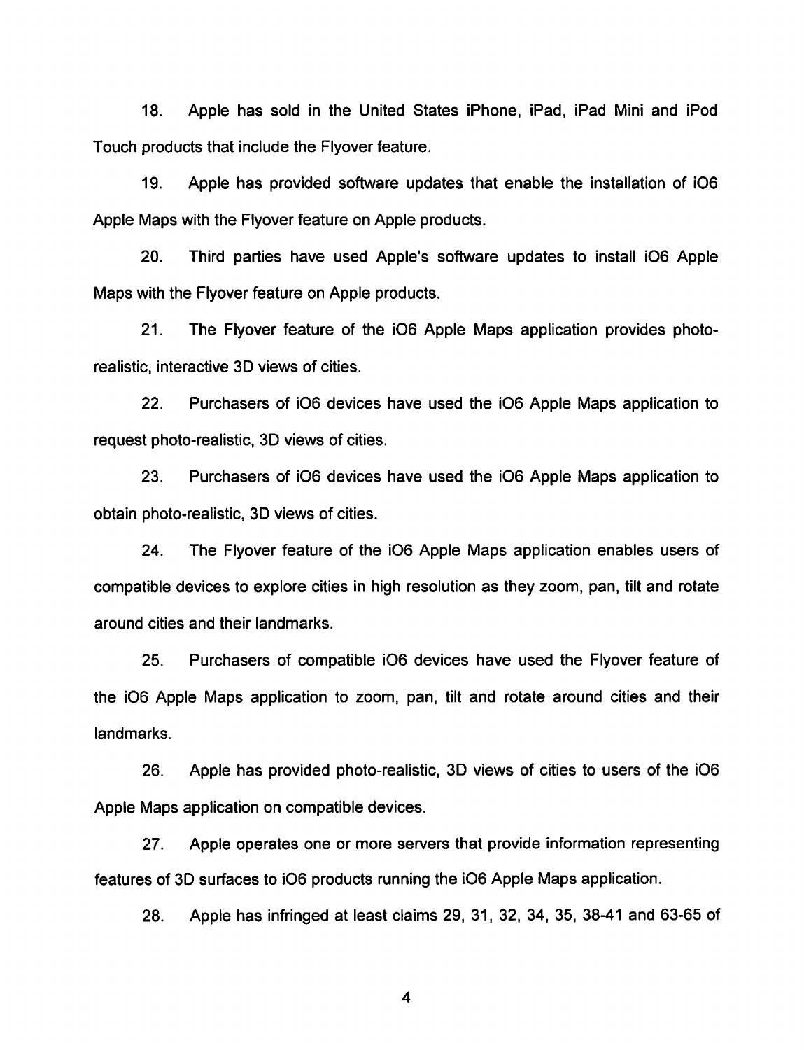18. Apple has sold in the United States iPhone, iPad, iPad Mini and iPod Touch products that include the Flyover feature.

19. Apple has provided software updates that enable the installation of iO6 Apple Maps with the Flyover feature on Apple products.

20. Third parties have used Apple's software updates to install iO6 Apple Maps with the Flyover feature on Apple products.

21. The Flyover feature of the iO6 Apple Maps application provides photo-realistic, interactive 3D views of cities.

22. Purchasers of iO6 devices have used the iO6 Apple Maps application to request photo-realistic, 3D views of cities.

23. Purchasers of iO6 devices have used the iO6 Apple Maps application to obtain photo-realistic, 3D views of cities.

24. The Flyover feature of the iO6 Apple Maps application enables users of compatible devices to explore cities in high resolution as they zoom, pan, tilt and rotate around cities and their landmarks.

25. Purchasers of compatible iO6 devices have used the Flyover feature of the iO6 Apple Maps application to zoom, pan, tilt and rotate around cities and their landmarks.

26. Apple has provided photo-realistic, 3D views of cities to users of the iO6 Apple Maps application on compatible devices.

27. Apple operates one or more servers that provide information representing features of 3D surfaces to iO6 products running the iO6 Apple Maps application.

28. Apple has infringed at least claims 29, 31, 32, 34, 35, 38-41 and 63-65 of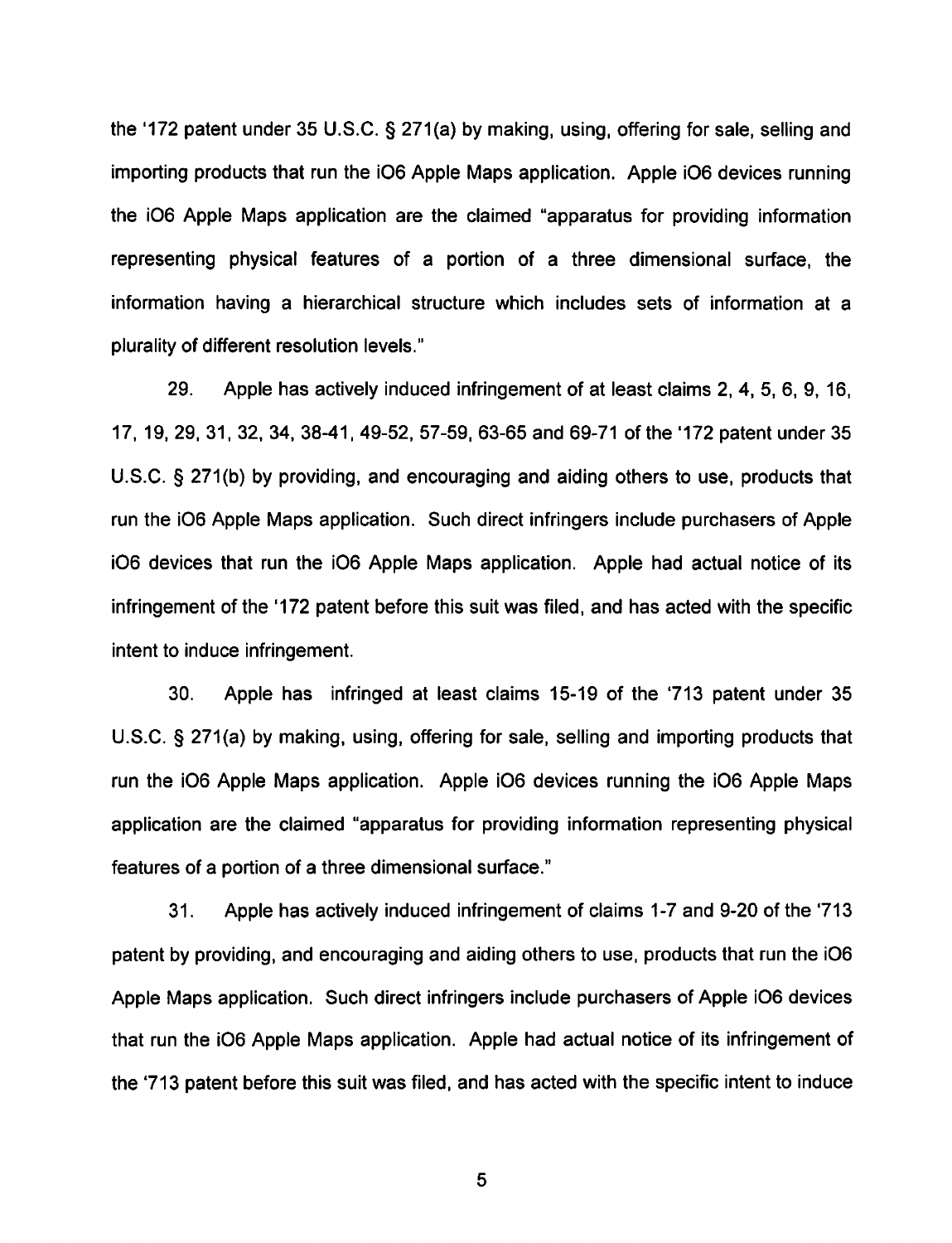the '172 patent under 35 U.S.C. § 271(a) by making, using, offering for sale, selling and importing products that run the iO6 Apple Maps application. Apple iO6 devices running the iO6 Apple Maps application are the claimed "apparatus for providing information representing physical features of a portion of a three dimensional surface, the information having a hierarchical structure which includes sets of information at a plurality of different resolution levels."

29. Apple has actively induced infringement of at least claims 2, 4, 5, 6, 9, 16, 17, 19, 29, 31, 32, 34, 38-41, 49-52, 57-59, 63-65 and 69-71 of the '172 patent under 35 U.S.C. § 271(b) by providing, and encouraging and aiding others to use, products that run the iO6 Apple Maps application. Such direct infringers include purchasers of Apple iO6 devices that run the iO6 Apple Maps application. Apple had actual notice of its infringement of the '172 patent before this suit was filed, and has acted with the specific intent to induce infringement.

30. Apple has infringed at least claims 15-19 of the '713 patent under 35 U.S.C. § 271(a) by making, using, offering for sale, selling and importing products that run the iO6 Apple Maps application. Apple iO6 devices running the iO6 Apple Maps application are the claimed "apparatus for providing information representing physical features of a portion of a three dimensional surface."

31. Apple has actively induced infringement of claims 1-7 and 9-20 of the '713 patent by providing, and encouraging and aiding others to use, products that run the iO6 Apple Maps application. Such direct infringers include purchasers of Apple iO6 devices that run the iO6 Apple Maps application. Apple had actual notice of its infringement of the '713 patent before this suit was filed, and has acted with the specific intent to induce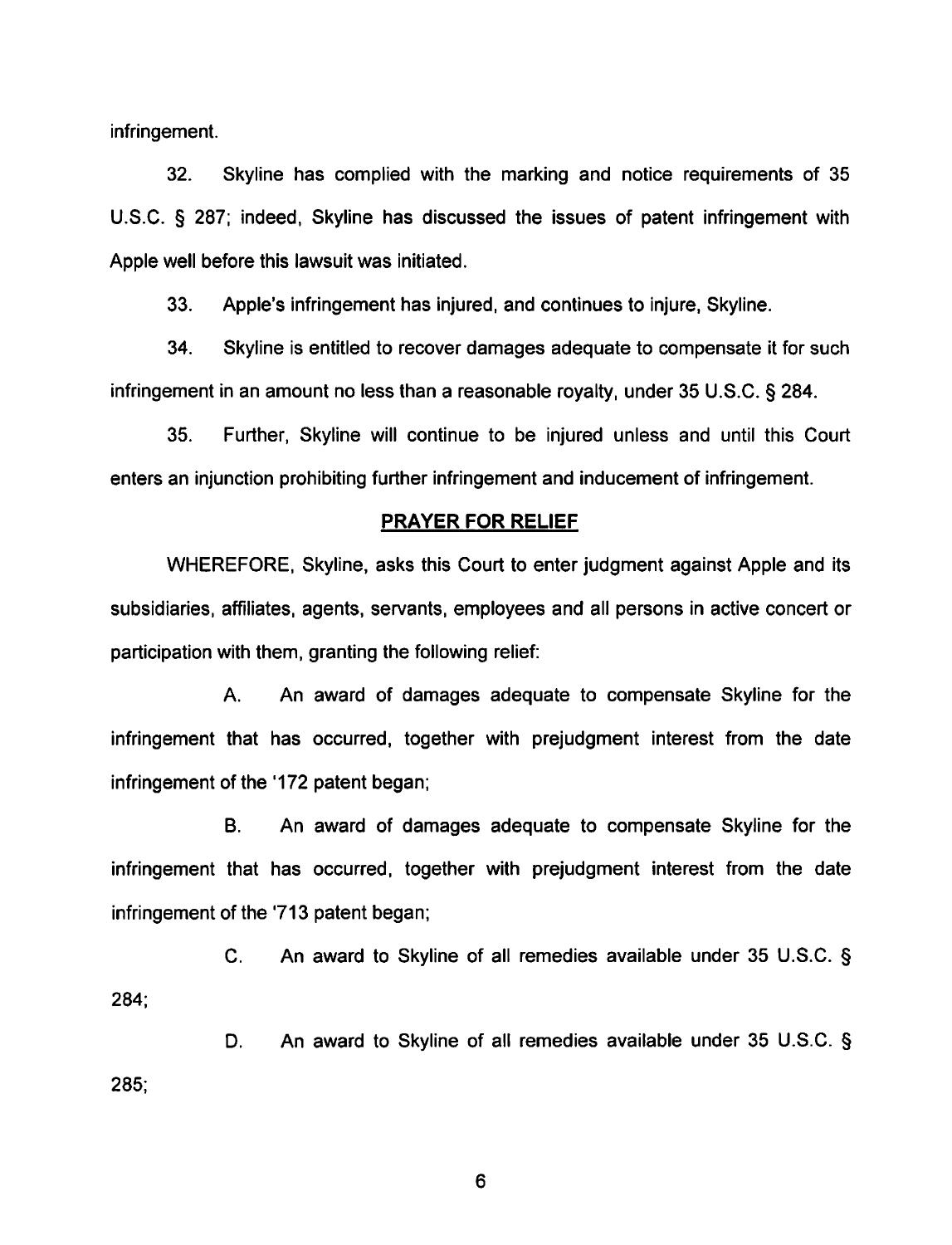infringement.

32. Skyline has complied with the marking and notice requirements of 35 U.S.C. § 287; indeed, Skyline has discussed the issues of patent infringement with Apple well before this lawsuit was initiated.

33. Apple's infringement has injured, and continues to injure, Skyline.

34. Skyline is entitled to recover damages adequate to compensate it for such infringement in an amount no less than a reasonable royalty, under 35 U.S.C. § 284.

35. Further, Skyline will continue to be injured unless and until this Court enters an injunction prohibiting further infringement and inducement of infringement.

## PRAYER FOR RELIEF

WHEREFORE, Skyline, asks this Court to enter judgment against Apple and its subsidiaries, affiliates, agents, servants, employees and all persons in active concert or participation with them, granting the following relief:

A. An award of damages adequate to compensate Skyline for the infringement that has occurred, together with prejudgment interest from the date infringement of the '172 patent began;

B. An award of damages adequate to compensate Skyline for the infringement that has occurred, together with prejudgment interest from the date infringement of the '713 patent began;

C. An award to Skyline of all remedies available under 35 U.S.C. § 284;

D. An award to Skyline of all remedies available under 35 U.S.C. § 285;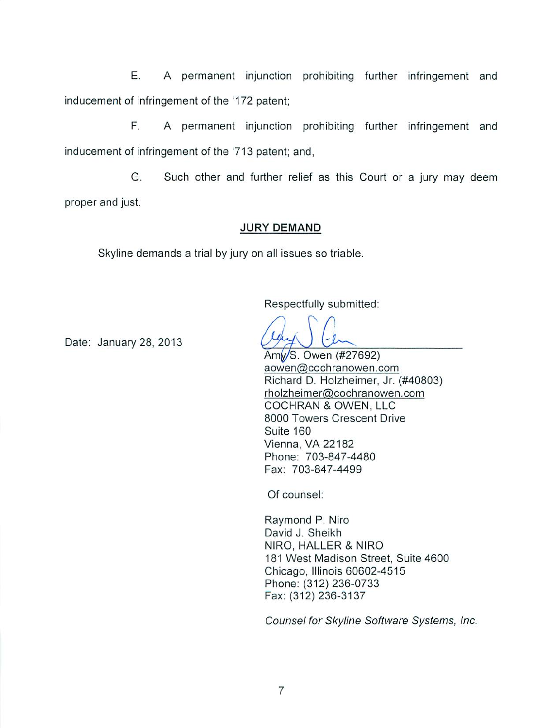E. A permanent injunction prohibiting further infringement and inducement of infringement of the '172 patent;

F. A permanent injunction prohibiting further infringement and inducement of infringement of the '713 patent; and,

G. Such other and further relief as this Court or a jury may deem proper and just.

## JURY DEMAND

Skyline demands a trial by jury on all issues so triable.

Respectfully submitted:

Date: January 28, 2013

Amy S. Owen (#27692)
aowen@cochranowen.com
Richard D. Holzheimer, Jr. (#40803)
rholzheimer@cochranowen.com
COCHRAN & OWEN, LLC
8000 Towers Crescent Drive
Suite 160
Vienna, VA 22182
Phone: 703-847-4480
Fax: 703-847-4499

Of counsel:

Raymond P. Niro
David J. Sheikh
NIRO, HALLER & NIRO
181 West Madison Street, Suite 4600
Chicago, Illinois 60602-4515
Phone: (312) 236-0733
Fax: (312) 236-3137

*Counsel for Skyline Software Systems, Inc.*